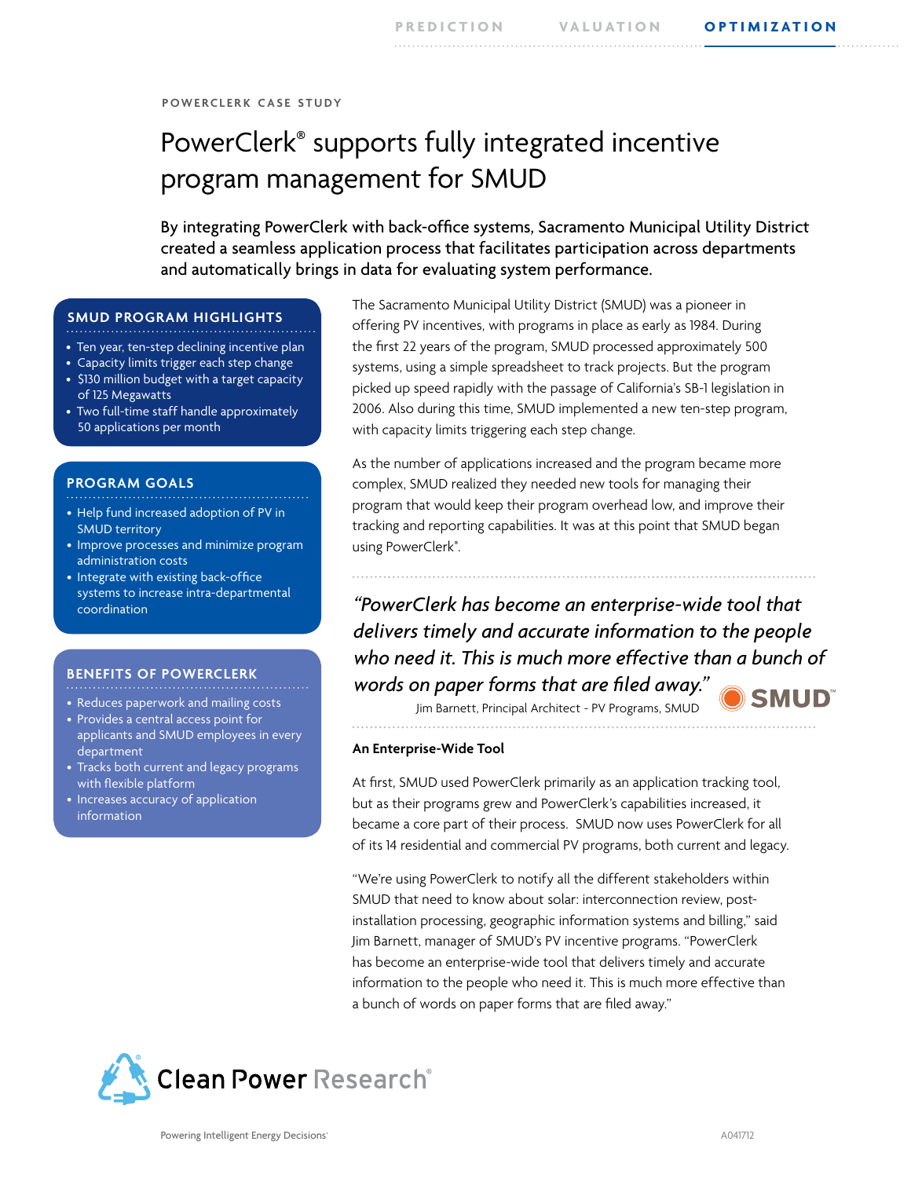PREDICTION VALUATION **OPTIMIZATION**

POWERCLERK CASE STUDY

# PowerClerk® supports fully integrated incentive program management for SMUD

By integrating PowerClerk with back-office systems, Sacramento Municipal Utility District created a seamless application process that facilitates participation across departments and automatically brings in data for evaluating system performance.

### SMUD PROGRAM HIGHLIGHTS

- Ten year, ten-step declining incentive plan
- Capacity limits trigger each step change
- $130 million budget with a target capacity of 125 Megawatts
- Two full-time staff handle approximately 50 applications per month

### PROGRAM GOALS

- Help fund increased adoption of PV in SMUD territory
- Improve processes and minimize program administration costs
- Integrate with existing back-office systems to increase intra-departmental coordination

### BENEFITS OF POWERCLERK

- Reduces paperwork and mailing costs
- Provides a central access point for applicants and SMUD employees in every department
- Tracks both current and legacy programs with flexible platform
- Increases accuracy of application information

The Sacramento Municipal Utility District (SMUD) was a pioneer in offering PV incentives, with programs in place as early as 1984. During the first 22 years of the program, SMUD processed approximately 500 systems, using a simple spreadsheet to track projects. But the program picked up speed rapidly with the passage of California's SB-1 legislation in 2006. Also during this time, SMUD implemented a new ten-step program, with capacity limits triggering each step change.

As the number of applications increased and the program became more complex, SMUD realized they needed new tools for managing their program that would keep their program overhead low, and improve their tracking and reporting capabilities. It was at this point that SMUD began using PowerClerk®.

> *"PowerClerk has become an enterprise-wide tool that delivers timely and accurate information to the people who need it. This is much more effective than a bunch of words on paper forms that are filed away."*
>
> Jim Barnett, Principal Architect - PV Programs, SMUD

SMUD™

### An Enterprise-Wide Tool

At first, SMUD used PowerClerk primarily as an application tracking tool, but as their programs grew and PowerClerk's capabilities increased, it became a core part of their process. SMUD now uses PowerClerk for all of its 14 residential and commercial PV programs, both current and legacy.

"We're using PowerClerk to notify all the different stakeholders within SMUD that need to know about solar: interconnection review, post-installation processing, geographic information systems and billing," said Jim Barnett, manager of SMUD's PV incentive programs. "PowerClerk has become an enterprise-wide tool that delivers timely and accurate information to the people who need it. This is much more effective than a bunch of words on paper forms that are filed away."

Clean Power Research®

Powering Intelligent Energy Decisions®

A041712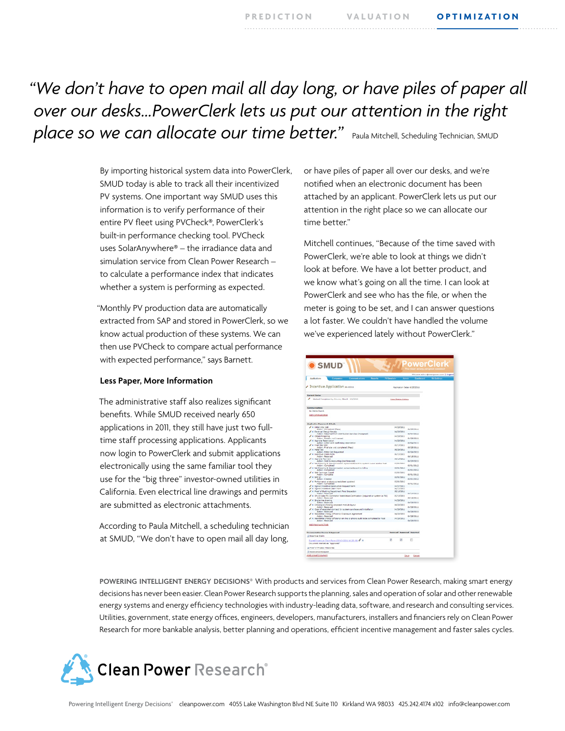*"We don't have to open mail all day long, or have piles of paper all over our desks...PowerClerk lets us put our attention in the right place so we can allocate our time better."* Paula Mitchell, Scheduling Technician, SMUD

By importing historical system data into PowerClerk, SMUD today is able to track all their incentivized PV systems. One important way SMUD uses this information is to verify performance of their entire PV fleet using PVCheck®, PowerClerk's built-in performance checking tool. PVCheck uses SolarAnywhere® – the irradiance data and simulation service from Clean Power Research – to calculate a performance index that indicates whether a system is performing as expected.

"Monthly PV production data are automatically extracted from SAP and stored in PowerClerk, so we know actual production of these systems. We can then use PVCheck to compare actual performance with expected performance," says Barnett.

**Less Paper, More Information**

The administrative staff also realizes significant benefits. While SMUD received nearly 650 applications in 2011, they still have just two full-time staff processing applications. Applicants now login to PowerClerk and submit applications electronically using the same familiar tool they use for the "big three" investor-owned utilities in California. Even electrical line drawings and permits are submitted as electronic attachments.

According to Paula Mitchell, a scheduling technician at SMUD, "We don't have to open mail all day long, or have piles of paper all over our desks, and we're notified when an electronic document has been attached by an applicant. PowerClerk lets us put our attention in the right place so we can allocate our time better."

Mitchell continues, "Because of the time saved with PowerClerk, we're able to look at things we didn't look at before. We have a lot better product, and we know what's going on all the time. I can look at PowerClerk and see who has the file, or when the meter is going to be set, and I can answer questions a lot faster. We couldn't have handled the volume we've experienced lately without PowerClerk."

**POWERING INTELLIGENT ENERGY DECISIONS**® With products and services from Clean Power Research, making smart energy decisions has never been easier. Clean Power Research supports the planning, sales and operation of solar and other renewable energy systems and energy efficiency technologies with industry-leading data, software, and research and consulting services. Utilities, government, state energy offices, engineers, developers, manufacturers, installers and financiers rely on Clean Power Research for more bankable analysis, better planning and operations, efficient incentive management and faster sales cycles.

Clean Power Research®

Powering Intelligent Energy Decisions® cleanpower.com 4055 Lake Washington Blvd NE Suite 110 Kirkland WA 98033 425.242.4174 x102 info@cleanpower.com